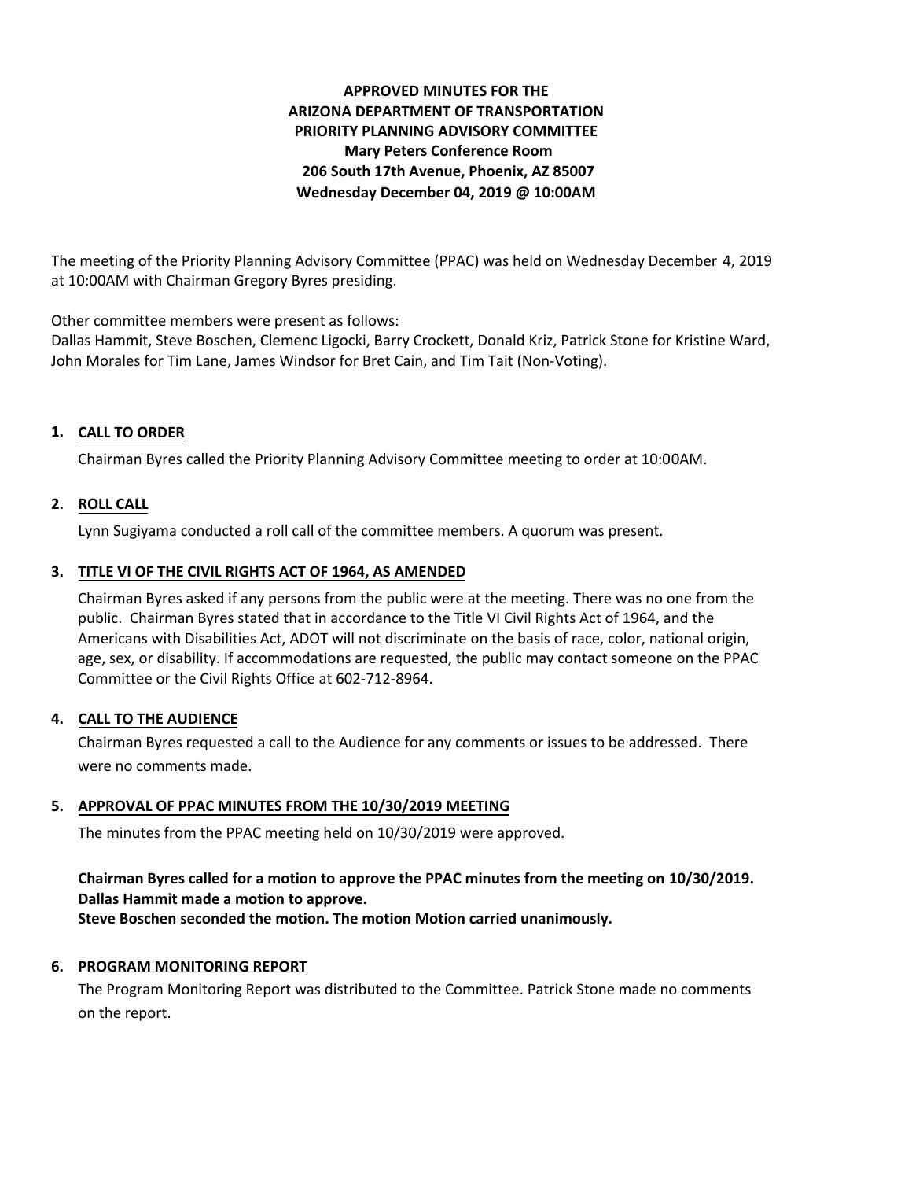**APPROVED MINUTES FOR THE ARIZONA DEPARTMENT OF TRANSPORTATION PRIORITY PLANNING ADVISORY COMMITTEE**
**Mary Peters Conference Room**
**206 South 17th Avenue, Phoenix, AZ 85007**
**Wednesday December 04, 2019 @ 10:00AM**

The meeting of the Priority Planning Advisory Committee (PPAC) was held on Wednesday December 4, 2019 at 10:00AM with Chairman Gregory Byres presiding.

Other committee members were present as follows:
Dallas Hammit, Steve Boschen, Clemenc Ligocki, Barry Crockett, Donald Kriz, Patrick Stone for Kristine Ward, John Morales for Tim Lane, James Windsor for Bret Cain, and Tim Tait (Non-Voting).

## 1. CALL TO ORDER

Chairman Byres called the Priority Planning Advisory Committee meeting to order at 10:00AM.

## 2. ROLL CALL

Lynn Sugiyama conducted a roll call of the committee members. A quorum was present.

## 3. TITLE VI OF THE CIVIL RIGHTS ACT OF 1964, AS AMENDED

Chairman Byres asked if any persons from the public were at the meeting. There was no one from the public. Chairman Byres stated that in accordance to the Title VI Civil Rights Act of 1964, and the Americans with Disabilities Act, ADOT will not discriminate on the basis of race, color, national origin, age, sex, or disability. If accommodations are requested, the public may contact someone on the PPAC Committee or the Civil Rights Office at 602-712-8964.

## 4. CALL TO THE AUDIENCE

Chairman Byres requested a call to the Audience for any comments or issues to be addressed. There were no comments made.

## 5. APPROVAL OF PPAC MINUTES FROM THE 10/30/2019 MEETING

The minutes from the PPAC meeting held on 10/30/2019 were approved.

**Chairman Byres called for a motion to approve the PPAC minutes from the meeting on 10/30/2019.**
**Dallas Hammit made a motion to approve.**
**Steve Boschen seconded the motion. The motion Motion carried unanimously.**

## 6. PROGRAM MONITORING REPORT

The Program Monitoring Report was distributed to the Committee. Patrick Stone made no comments on the report.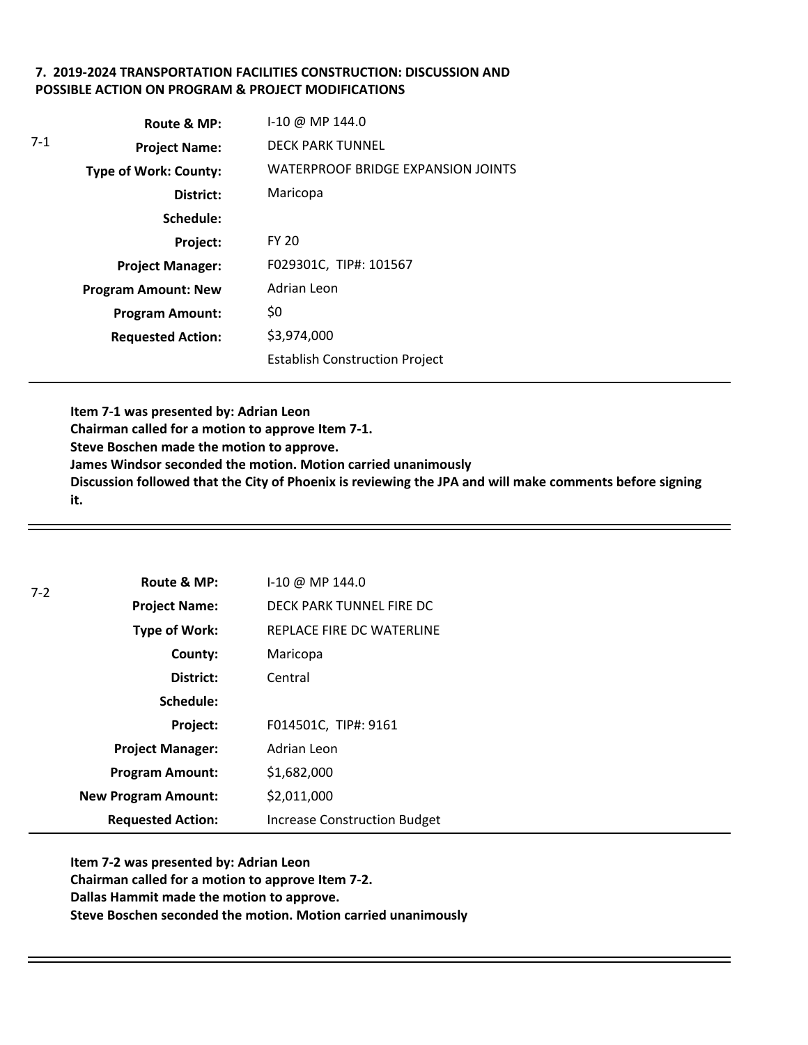**7. 2019-2024 TRANSPORTATION FACILITIES CONSTRUCTION: DISCUSSION AND POSSIBLE ACTION ON PROGRAM & PROJECT MODIFICATIONS**

7-1

| | |
|---|---|
| **Route & MP:** | I-10 @ MP 144.0 |
| **Project Name:** | DECK PARK TUNNEL |
| **Type of Work: County:** | WATERPROOF BRIDGE EXPANSION JOINTS |
| **District:** | Maricopa |
| **Schedule:** | |
| **Project:** | FY 20 |
| **Project Manager:** | F029301C, TIP#: 101567 |
| **Program Amount: New** | Adrian Leon |
| **Program Amount:** | $0 |
| **Requested Action:** | $3,974,000 |
| | Establish Construction Project |

**Item 7-1 was presented by: Adrian Leon**
**Chairman called for a motion to approve Item 7-1.**
**Steve Boschen made the motion to approve.**
**James Windsor seconded the motion. Motion carried unanimously**
**Discussion followed that the City of Phoenix is reviewing the JPA and will make comments before signing it.**

---

7-2

| | |
|---|---|
| **Route & MP:** | I-10 @ MP 144.0 |
| **Project Name:** | DECK PARK TUNNEL FIRE DC |
| **Type of Work:** | REPLACE FIRE DC WATERLINE |
| **County:** | Maricopa |
| **District:** | Central |
| **Schedule:** | |
| **Project:** | F014501C, TIP#: 9161 |
| **Project Manager:** | Adrian Leon |
| **Program Amount:** | $1,682,000 |
| **New Program Amount:** | $2,011,000 |
| **Requested Action:** | Increase Construction Budget |

**Item 7-2 was presented by: Adrian Leon**
**Chairman called for a motion to approve Item 7-2.**
**Dallas Hammit made the motion to approve.**
**Steve Boschen seconded the motion. Motion carried unanimously**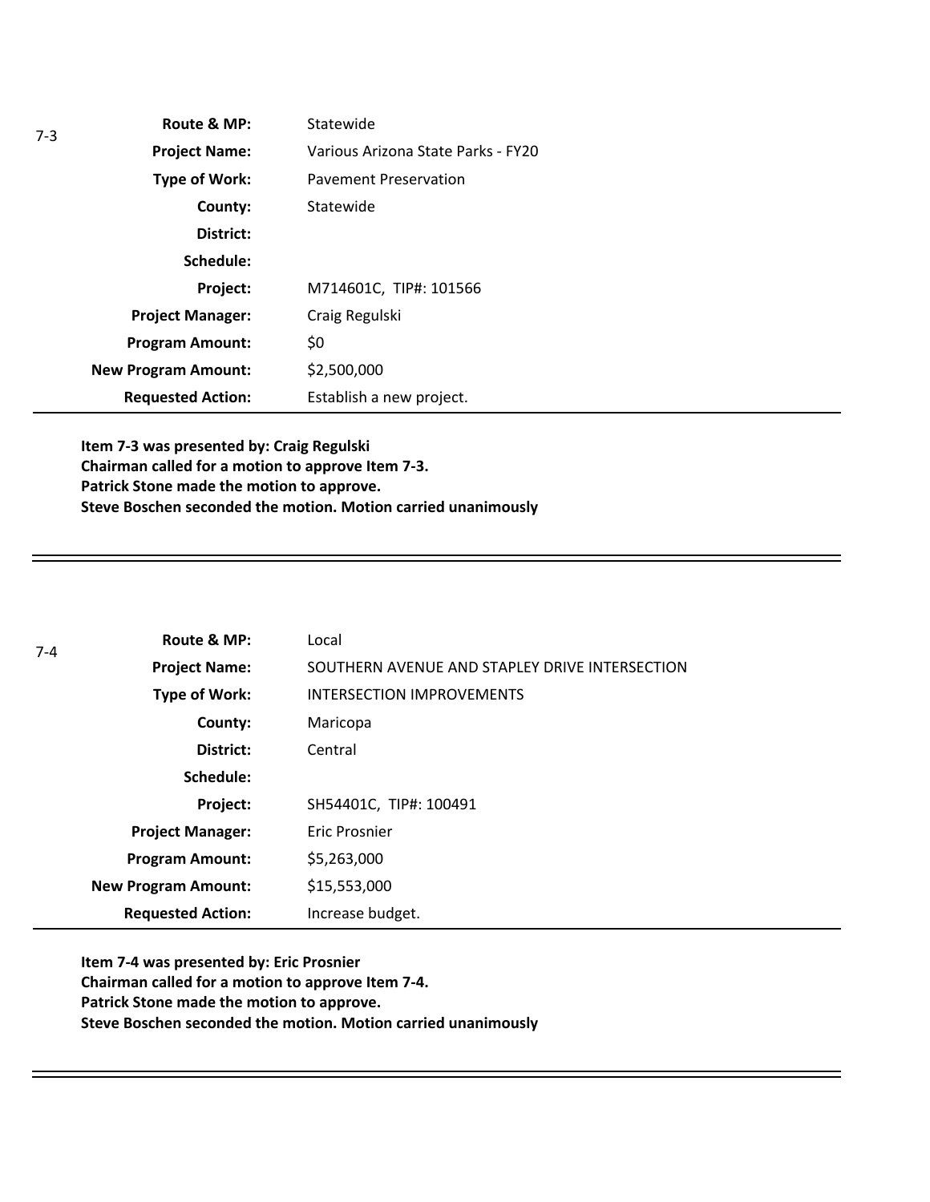7-3

| | |
|---|---|
| **Route & MP:** | Statewide |
| **Project Name:** | Various Arizona State Parks - FY20 |
| **Type of Work:** | Pavement Preservation |
| **County:** | Statewide |
| **District:** | |
| **Schedule:** | |
| **Project:** | M714601C, TIP#: 101566 |
| **Project Manager:** | Craig Regulski |
| **Program Amount:** | $0 |
| **New Program Amount:** | $2,500,000 |
| **Requested Action:** | Establish a new project. |

**Item 7-3 was presented by: Craig Regulski**
**Chairman called for a motion to approve Item 7-3.**
**Patrick Stone made the motion to approve.**
**Steve Boschen seconded the motion. Motion carried unanimously**

---

7-4

| | |
|---|---|
| **Route & MP:** | Local |
| **Project Name:** | SOUTHERN AVENUE AND STAPLEY DRIVE INTERSECTION |
| **Type of Work:** | INTERSECTION IMPROVEMENTS |
| **County:** | Maricopa |
| **District:** | Central |
| **Schedule:** | |
| **Project:** | SH54401C, TIP#: 100491 |
| **Project Manager:** | Eric Prosnier |
| **Program Amount:** | $5,263,000 |
| **New Program Amount:** | $15,553,000 |
| **Requested Action:** | Increase budget. |

**Item 7-4 was presented by: Eric Prosnier**
**Chairman called for a motion to approve Item 7-4.**
**Patrick Stone made the motion to approve.**
**Steve Boschen seconded the motion. Motion carried unanimously**

---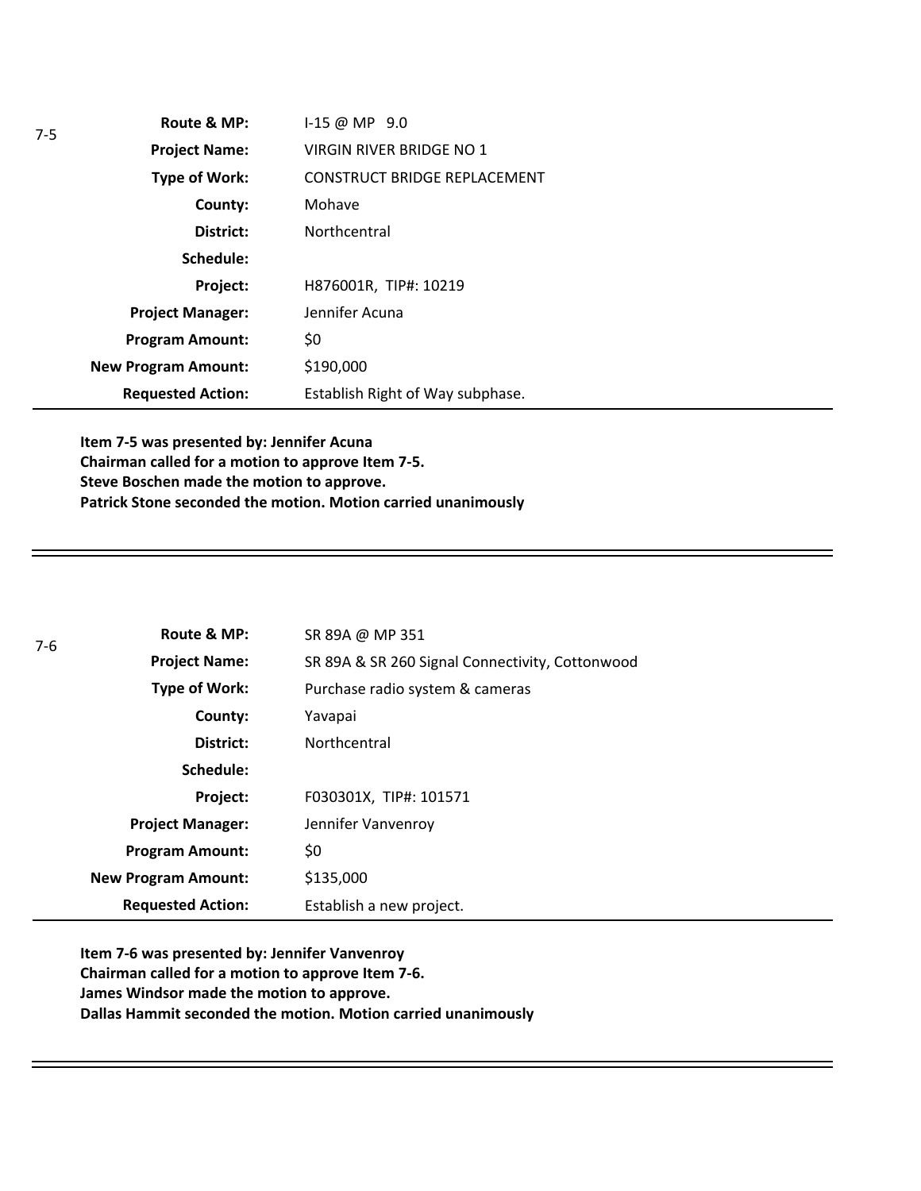7-5

| Route & MP: | I-15 @ MP 9.0 |
|---|---|
| Project Name: | VIRGIN RIVER BRIDGE NO 1 |
| Type of Work: | CONSTRUCT BRIDGE REPLACEMENT |
| County: | Mohave |
| District: | Northcentral |
| Schedule: | |
| Project: | H876001R, TIP#: 10219 |
| Project Manager: | Jennifer Acuna |
| Program Amount: | $0 |
| New Program Amount: | $190,000 |
| Requested Action: | Establish Right of Way subphase. |

**Item 7-5 was presented by: Jennifer Acuna**
**Chairman called for a motion to approve Item 7-5.**
**Steve Boschen made the motion to approve.**
**Patrick Stone seconded the motion. Motion carried unanimously**

---

7-6

| Route & MP: | SR 89A @ MP 351 |
|---|---|
| Project Name: | SR 89A & SR 260 Signal Connectivity, Cottonwood |
| Type of Work: | Purchase radio system & cameras |
| County: | Yavapai |
| District: | Northcentral |
| Schedule: | |
| Project: | F030301X, TIP#: 101571 |
| Project Manager: | Jennifer Vanvenroy |
| Program Amount: | $0 |
| New Program Amount: | $135,000 |
| Requested Action: | Establish a new project. |

**Item 7-6 was presented by: Jennifer Vanvenroy**
**Chairman called for a motion to approve Item 7-6.**
**James Windsor made the motion to approve.**
**Dallas Hammit seconded the motion. Motion carried unanimously**

---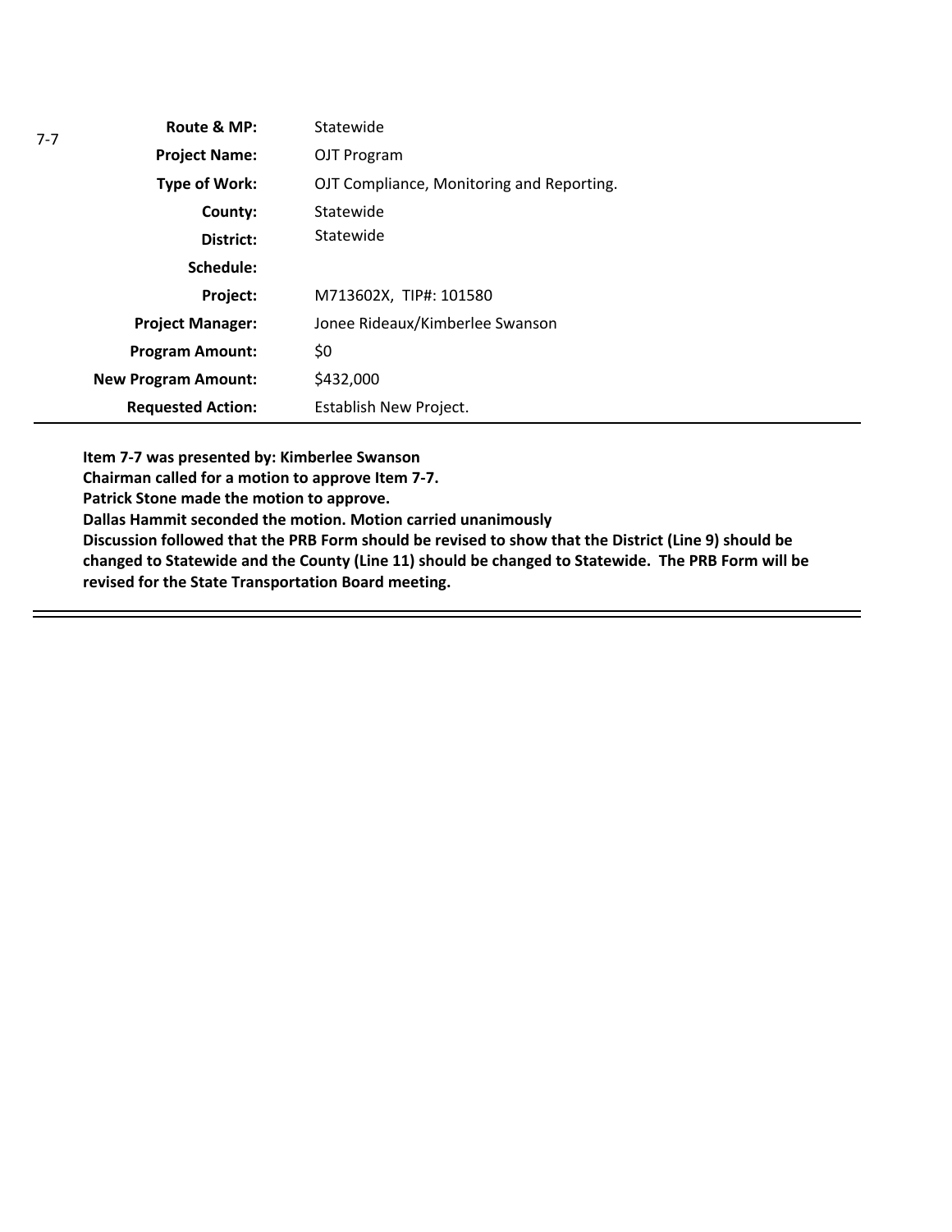7-7

| | |
|---|---|
| **Route & MP:** | Statewide |
| **Project Name:** | OJT Program |
| **Type of Work:** | OJT Compliance, Monitoring and Reporting. |
| **County:** | Statewide |
| **District:** | Statewide |
| **Schedule:** | |
| **Project:** | M713602X, TIP#: 101580 |
| **Project Manager:** | Jonee Rideaux/Kimberlee Swanson |
| **Program Amount:** | $0 |
| **New Program Amount:** | $432,000 |
| **Requested Action:** | Establish New Project. |

**Item 7-7 was presented by: Kimberlee Swanson**
**Chairman called for a motion to approve Item 7-7.**
**Patrick Stone made the motion to approve.**
**Dallas Hammit seconded the motion. Motion carried unanimously**
**Discussion followed that the PRB Form should be revised to show that the District (Line 9) should be changed to Statewide and the County (Line 11) should be changed to Statewide. The PRB Form will be revised for the State Transportation Board meeting.**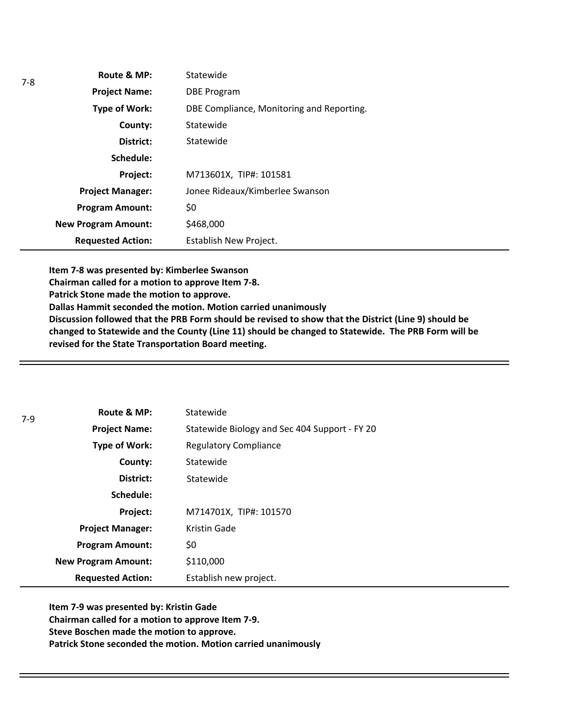7-8

| | |
|---|---|
| **Route & MP:** | Statewide |
| **Project Name:** | DBE Program |
| **Type of Work:** | DBE Compliance, Monitoring and Reporting. |
| **County:** | Statewide |
| **District:** | Statewide |
| **Schedule:** | |
| **Project:** | M713601X, TIP#: 101581 |
| **Project Manager:** | Jonee Rideaux/Kimberlee Swanson |
| **Program Amount:** | $0 |
| **New Program Amount:** | $468,000 |
| **Requested Action:** | Establish New Project. |

**Item 7-8 was presented by: Kimberlee Swanson**
**Chairman called for a motion to approve Item 7-8.**
**Patrick Stone made the motion to approve.**
**Dallas Hammit seconded the motion. Motion carried unanimously**
**Discussion followed that the PRB Form should be revised to show that the District (Line 9) should be changed to Statewide and the County (Line 11) should be changed to Statewide. The PRB Form will be revised for the State Transportation Board meeting.**

---

7-9

| | |
|---|---|
| **Route & MP:** | Statewide |
| **Project Name:** | Statewide Biology and Sec 404 Support - FY 20 |
| **Type of Work:** | Regulatory Compliance |
| **County:** | Statewide |
| **District:** | Statewide |
| **Schedule:** | |
| **Project:** | M714701X, TIP#: 101570 |
| **Project Manager:** | Kristin Gade |
| **Program Amount:** | $0 |
| **New Program Amount:** | $110,000 |
| **Requested Action:** | Establish new project. |

**Item 7-9 was presented by: Kristin Gade**
**Chairman called for a motion to approve Item 7-9.**
**Steve Boschen made the motion to approve.**
**Patrick Stone seconded the motion. Motion carried unanimously**

---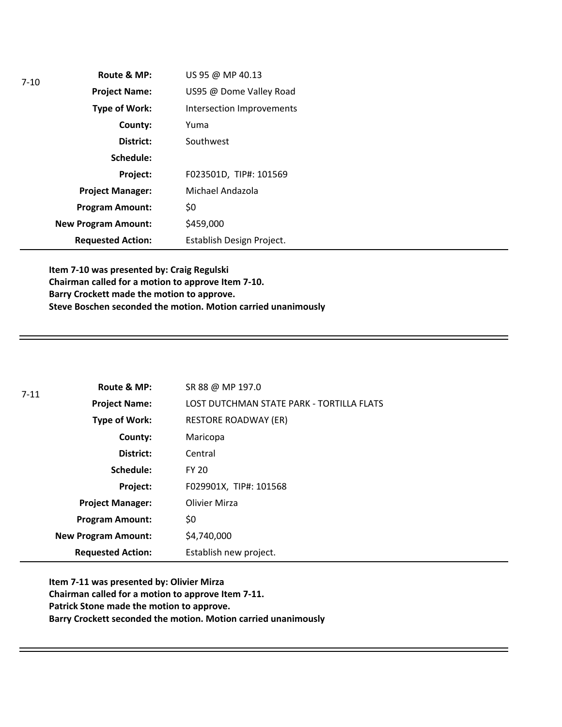7-10

| | |
|---|---|
| **Route & MP:** | US 95 @ MP 40.13 |
| **Project Name:** | US95 @ Dome Valley Road |
| **Type of Work:** | Intersection Improvements |
| **County:** | Yuma |
| **District:** | Southwest |
| **Schedule:** | |
| **Project:** | F023501D, TIP#: 101569 |
| **Project Manager:** | Michael Andazola |
| **Program Amount:** | $0 |
| **New Program Amount:** | $459,000 |
| **Requested Action:** | Establish Design Project. |

**Item 7-10 was presented by: Craig Regulski**
**Chairman called for a motion to approve Item 7-10.**
**Barry Crockett made the motion to approve.**
**Steve Boschen seconded the motion. Motion carried unanimously**

---

7-11

| | |
|---|---|
| **Route & MP:** | SR 88 @ MP 197.0 |
| **Project Name:** | LOST DUTCHMAN STATE PARK - TORTILLA FLATS |
| **Type of Work:** | RESTORE ROADWAY (ER) |
| **County:** | Maricopa |
| **District:** | Central |
| **Schedule:** | FY 20 |
| **Project:** | F029901X, TIP#: 101568 |
| **Project Manager:** | Olivier Mirza |
| **Program Amount:** | $0 |
| **New Program Amount:** | $4,740,000 |
| **Requested Action:** | Establish new project. |

**Item 7-11 was presented by: Olivier Mirza**
**Chairman called for a motion to approve Item 7-11.**
**Patrick Stone made the motion to approve.**
**Barry Crockett seconded the motion. Motion carried unanimously**

---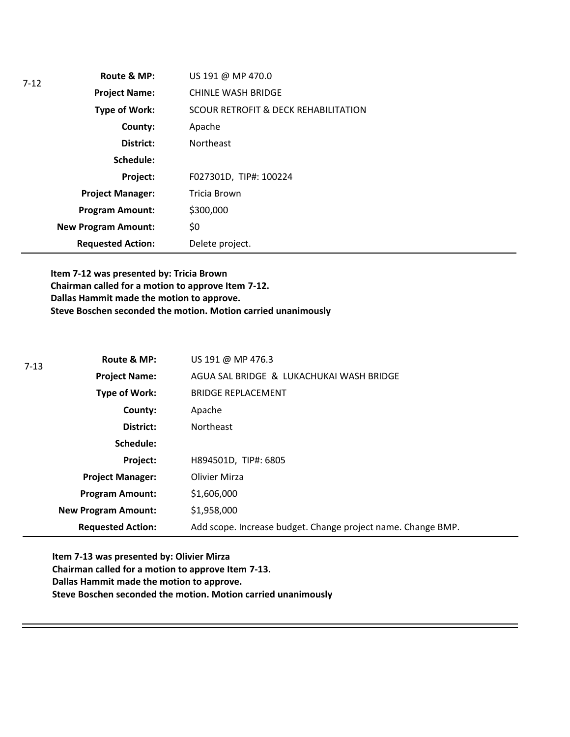7-12

| | |
|---|---|
| **Route & MP:** | US 191 @ MP 470.0 |
| **Project Name:** | CHINLE WASH BRIDGE |
| **Type of Work:** | SCOUR RETROFIT & DECK REHABILITATION |
| **County:** | Apache |
| **District:** | Northeast |
| **Schedule:** | |
| **Project:** | F027301D, TIP#: 100224 |
| **Project Manager:** | Tricia Brown |
| **Program Amount:** | $300,000 |
| **New Program Amount:** | $0 |
| **Requested Action:** | Delete project. |

**Item 7-12 was presented by: Tricia Brown**
**Chairman called for a motion to approve Item 7-12.**
**Dallas Hammit made the motion to approve.**
**Steve Boschen seconded the motion. Motion carried unanimously**

7-13

| | |
|---|---|
| **Route & MP:** | US 191 @ MP 476.3 |
| **Project Name:** | AGUA SAL BRIDGE & LUKACHUKAI WASH BRIDGE |
| **Type of Work:** | BRIDGE REPLACEMENT |
| **County:** | Apache |
| **District:** | Northeast |
| **Schedule:** | |
| **Project:** | H894501D, TIP#: 6805 |
| **Project Manager:** | Olivier Mirza |
| **Program Amount:** | $1,606,000 |
| **New Program Amount:** | $1,958,000 |
| **Requested Action:** | Add scope. Increase budget. Change project name. Change BMP. |

**Item 7-13 was presented by: Olivier Mirza**
**Chairman called for a motion to approve Item 7-13.**
**Dallas Hammit made the motion to approve.**
**Steve Boschen seconded the motion. Motion carried unanimously**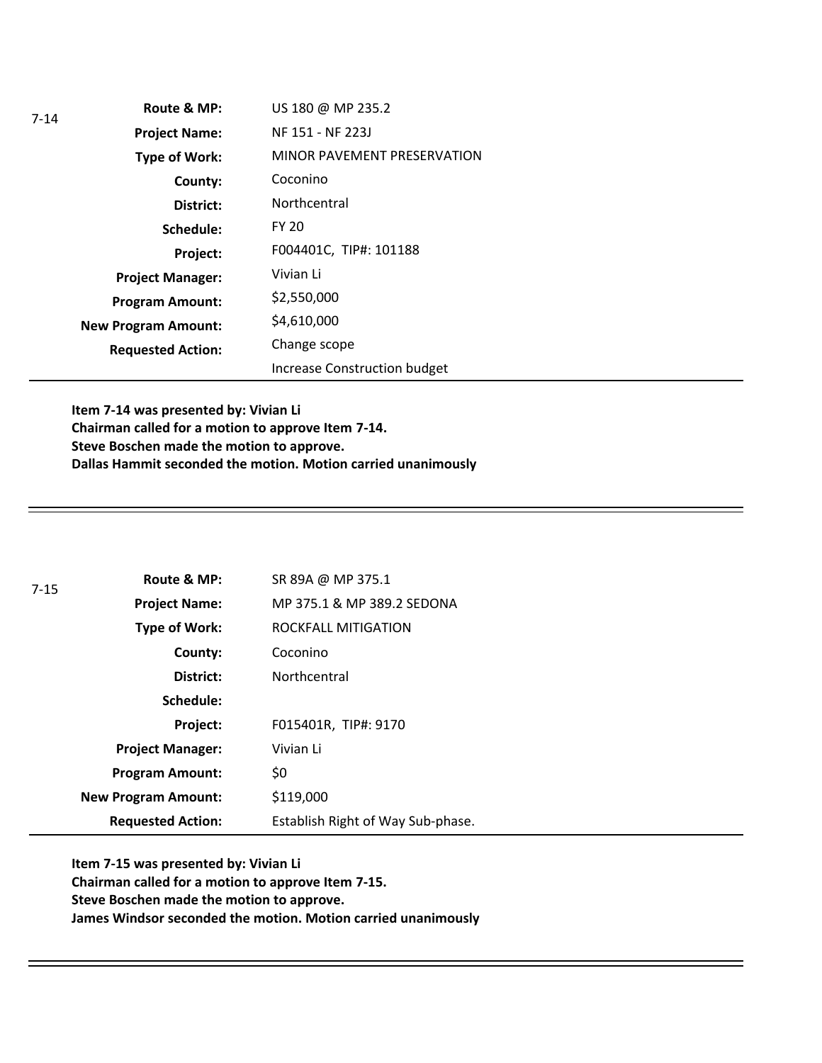7-14

| | |
|---|---|
| **Route & MP:** | US 180 @ MP 235.2 |
| **Project Name:** | NF 151 - NF 223J |
| **Type of Work:** | MINOR PAVEMENT PRESERVATION |
| **County:** | Coconino |
| **District:** | Northcentral |
| **Schedule:** | FY 20 |
| **Project:** | F004401C, TIP#: 101188 |
| **Project Manager:** | Vivian Li |
| **Program Amount:** | $2,550,000 |
| **New Program Amount:** | $4,610,000 |
| **Requested Action:** | Change scope<br>Increase Construction budget |

**Item 7-14 was presented by: Vivian Li**
**Chairman called for a motion to approve Item 7-14.**
**Steve Boschen made the motion to approve.**
**Dallas Hammit seconded the motion. Motion carried unanimously**

---

7-15

| | |
|---|---|
| **Route & MP:** | SR 89A @ MP 375.1 |
| **Project Name:** | MP 375.1 & MP 389.2 SEDONA |
| **Type of Work:** | ROCKFALL MITIGATION |
| **County:** | Coconino |
| **District:** | Northcentral |
| **Schedule:** | |
| **Project:** | F015401R, TIP#: 9170 |
| **Project Manager:** | Vivian Li |
| **Program Amount:** | $0 |
| **New Program Amount:** | $119,000 |
| **Requested Action:** | Establish Right of Way Sub-phase. |

**Item 7-15 was presented by: Vivian Li**
**Chairman called for a motion to approve Item 7-15.**
**Steve Boschen made the motion to approve.**
**James Windsor seconded the motion. Motion carried unanimously**

---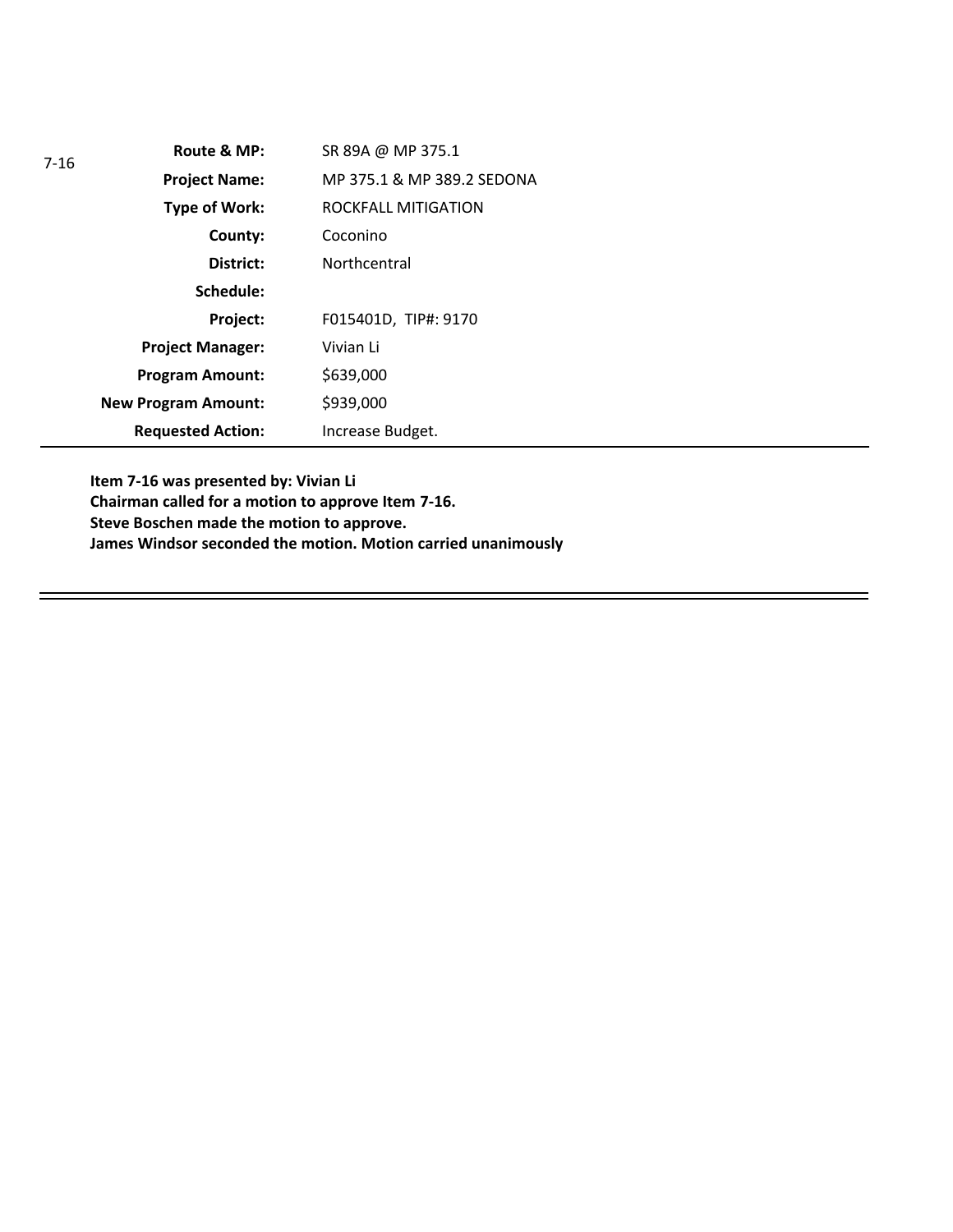| 7-16 | | |
|---|---|---|
| | **Route & MP:** | SR 89A @ MP 375.1 |
| | **Project Name:** | MP 375.1 & MP 389.2 SEDONA |
| | **Type of Work:** | ROCKFALL MITIGATION |
| | **County:** | Coconino |
| | **District:** | Northcentral |
| | **Schedule:** | |
| | **Project:** | F015401D, TIP#: 9170 |
| | **Project Manager:** | Vivian Li |
| | **Program Amount:** | $639,000 |
| | **New Program Amount:** | $939,000 |
| | **Requested Action:** | Increase Budget. |

**Item 7-16 was presented by: Vivian Li**
**Chairman called for a motion to approve Item 7-16.**
**Steve Boschen made the motion to approve.**
**James Windsor seconded the motion. Motion carried unanimously**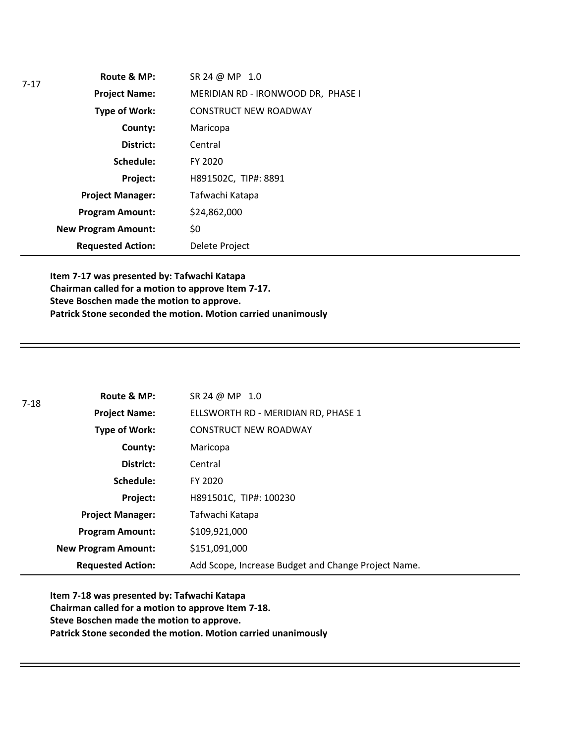7-17

| | |
|---|---|
| **Route & MP:** | SR 24 @ MP 1.0 |
| **Project Name:** | MERIDIAN RD - IRONWOOD DR, PHASE I |
| **Type of Work:** | CONSTRUCT NEW ROADWAY |
| **County:** | Maricopa |
| **District:** | Central |
| **Schedule:** | FY 2020 |
| **Project:** | H891502C, TIP#: 8891 |
| **Project Manager:** | Tafwachi Katapa |
| **Program Amount:** | $24,862,000 |
| **New Program Amount:** | $0 |
| **Requested Action:** | Delete Project |

**Item 7-17 was presented by: Tafwachi Katapa**
**Chairman called for a motion to approve Item 7-17.**
**Steve Boschen made the motion to approve.**
**Patrick Stone seconded the motion. Motion carried unanimously**

---

7-18

| | |
|---|---|
| **Route & MP:** | SR 24 @ MP 1.0 |
| **Project Name:** | ELLSWORTH RD - MERIDIAN RD, PHASE 1 |
| **Type of Work:** | CONSTRUCT NEW ROADWAY |
| **County:** | Maricopa |
| **District:** | Central |
| **Schedule:** | FY 2020 |
| **Project:** | H891501C, TIP#: 100230 |
| **Project Manager:** | Tafwachi Katapa |
| **Program Amount:** | $109,921,000 |
| **New Program Amount:** | $151,091,000 |
| **Requested Action:** | Add Scope, Increase Budget and Change Project Name. |

**Item 7-18 was presented by: Tafwachi Katapa**
**Chairman called for a motion to approve Item 7-18.**
**Steve Boschen made the motion to approve.**
**Patrick Stone seconded the motion. Motion carried unanimously**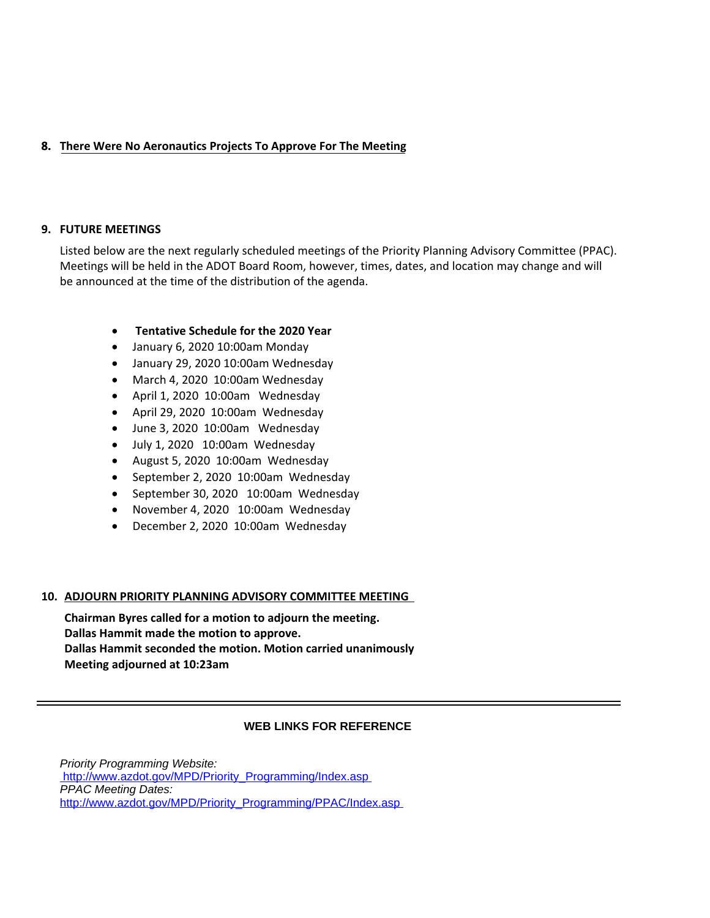**8. <u>There Were No Aeronautics Projects To Approve For The Meeting</u>**

**9. FUTURE MEETINGS**

Listed below are the next regularly scheduled meetings of the Priority Planning Advisory Committee (PPAC). Meetings will be held in the ADOT Board Room, however, times, dates, and location may change and will be announced at the time of the distribution of the agenda.

- **Tentative Schedule for the 2020 Year**
- January 6, 2020 10:00am Monday
- January 29, 2020 10:00am Wednesday
- March 4, 2020 10:00am Wednesday
- April 1, 2020 10:00am Wednesday
- April 29, 2020 10:00am Wednesday
- June 3, 2020 10:00am Wednesday
- July 1, 2020 10:00am Wednesday
- August 5, 2020 10:00am Wednesday
- September 2, 2020 10:00am Wednesday
- September 30, 2020 10:00am Wednesday
- November 4, 2020 10:00am Wednesday
- December 2, 2020 10:00am Wednesday

**10. <u>ADJOURN PRIORITY PLANNING ADVISORY COMMITTEE MEETING</u>**

**Chairman Byres called for a motion to adjourn the meeting.**
**Dallas Hammit made the motion to approve.**
**Dallas Hammit seconded the motion. Motion carried unanimously**
**Meeting adjourned at 10:23am**

---

**WEB LINKS FOR REFERENCE**

*Priority Programming Website:*
http://www.azdot.gov/MPD/Priority_Programming/Index.asp
*PPAC Meeting Dates:*
http://www.azdot.gov/MPD/Priority_Programming/PPAC/Index.asp